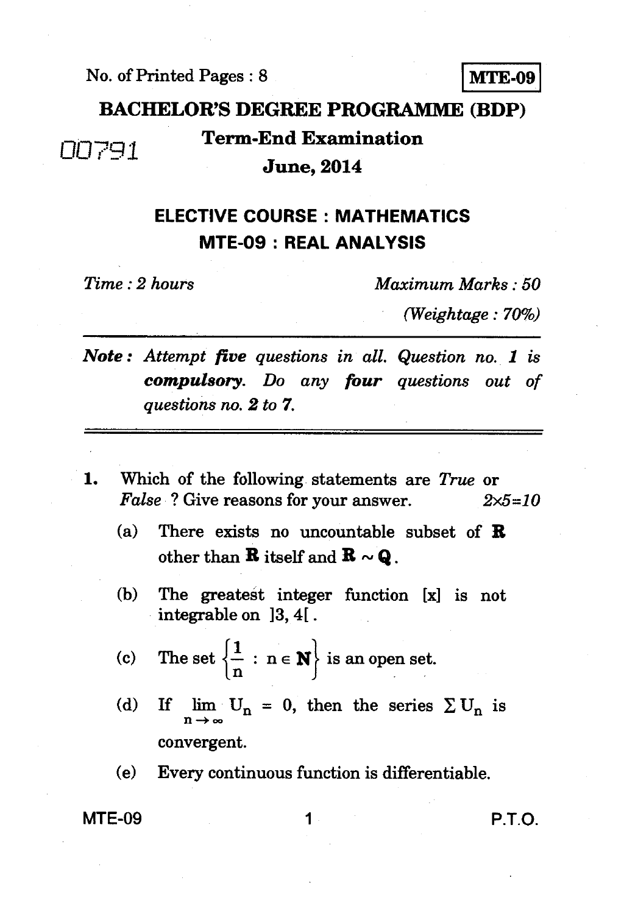No. of Printed Pages : 8

**MTE-09**

# BACHELOR'S DEGREE PROGRAMME (BDP)

00791

## Term-End Examination

## June, 2014

## ELECTIVE COURSE : MATHEMATICS

## MTE-09 : REAL ANALYSIS

*Time : 2 hours* *Maximum Marks : 50*

*(Weightage : 70%)*

**Note :** *Attempt **five** questions in all. Question no. **1** is **compulsory**. Do any **four** questions out of questions no. **2** to **7**.*

---

1. Which of the following statements are *True* or *False* ? Give reasons for your answer. $2 \times 5 = 10$

   (a) There exists no uncountable subset of $\mathbf{R}$ other than $\mathbf{R}$ itself and $\mathbf{R} \sim \mathbf{Q}$.

   (b) The greatest integer function [x] is not integrable on $]3, 4[$.

   (c) The set $\left\{ \frac{1}{n} : n \in \mathbf{N} \right\}$ is an open set.

   (d) If $\lim\limits_{n \to \infty} U_n = 0$, then the series $\Sigma U_n$ is convergent.

   (e) Every continuous function is differentiable.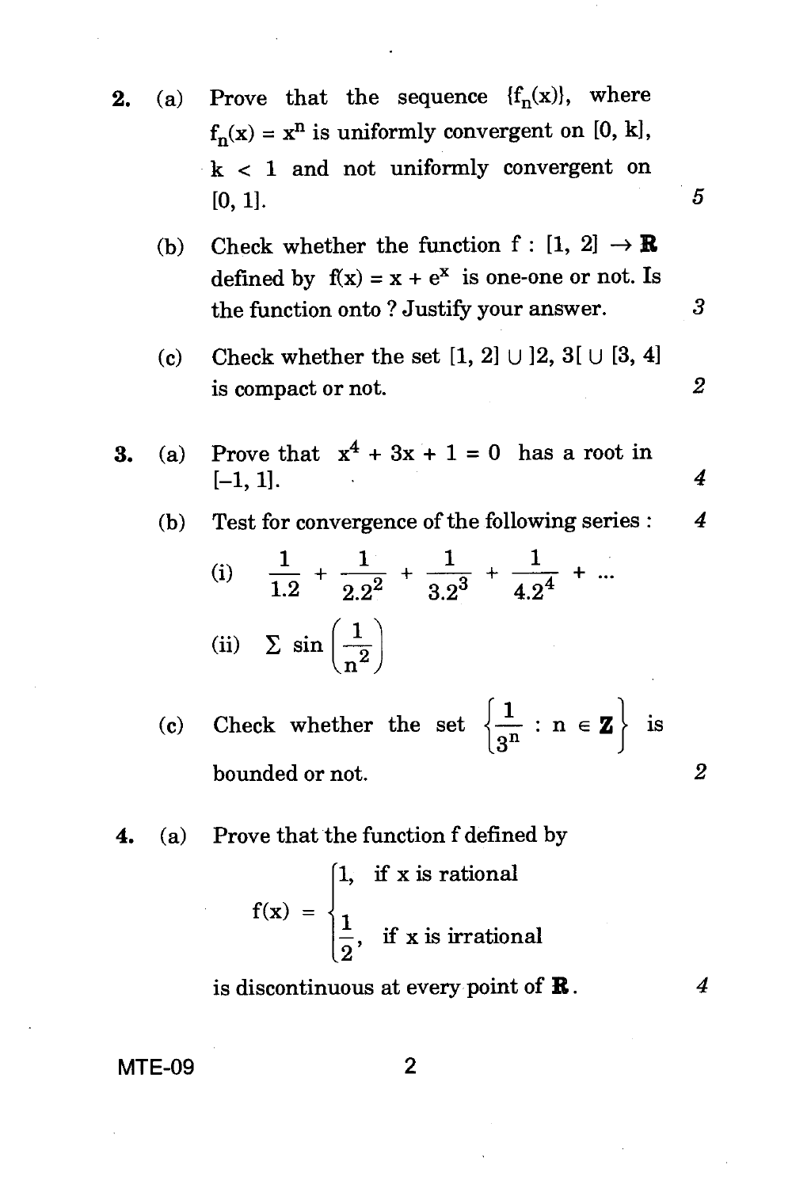2. (a) Prove that the sequence $\{f_n(x)\}$, where $f_n(x) = x^n$ is uniformly convergent on $[0, k]$, $k < 1$ and not uniformly convergent on $[0, 1]$. 5

(b) Check whether the function $f : [1, 2] \to \mathbf{R}$ defined by $f(x) = x + e^x$ is one-one or not. Is the function onto ? Justify your answer. 3

(c) Check whether the set $[1, 2] \cup ]2, 3[ \cup [3, 4]$ is compact or not. 2

3. (a) Prove that $x^4 + 3x + 1 = 0$ has a root in $[-1, 1]$. 4

(b) Test for convergence of the following series : 4

(i) $\dfrac{1}{1.2} + \dfrac{1}{2.2^2} + \dfrac{1}{3.2^3} + \dfrac{1}{4.2^4} + \ldots$

(ii) $\Sigma \sin\left(\dfrac{1}{n^2}\right)$

(c) Check whether the set $\left\{\dfrac{1}{3^n} : n \in \mathbf{Z}\right\}$ is bounded or not. 2

4. (a) Prove that the function f defined by

$$f(x) = \begin{cases} 1, & \text{if x is rational} \\ \dfrac{1}{2}, & \text{if x is irrational} \end{cases}$$

is discontinuous at every point of $\mathbf{R}$. 4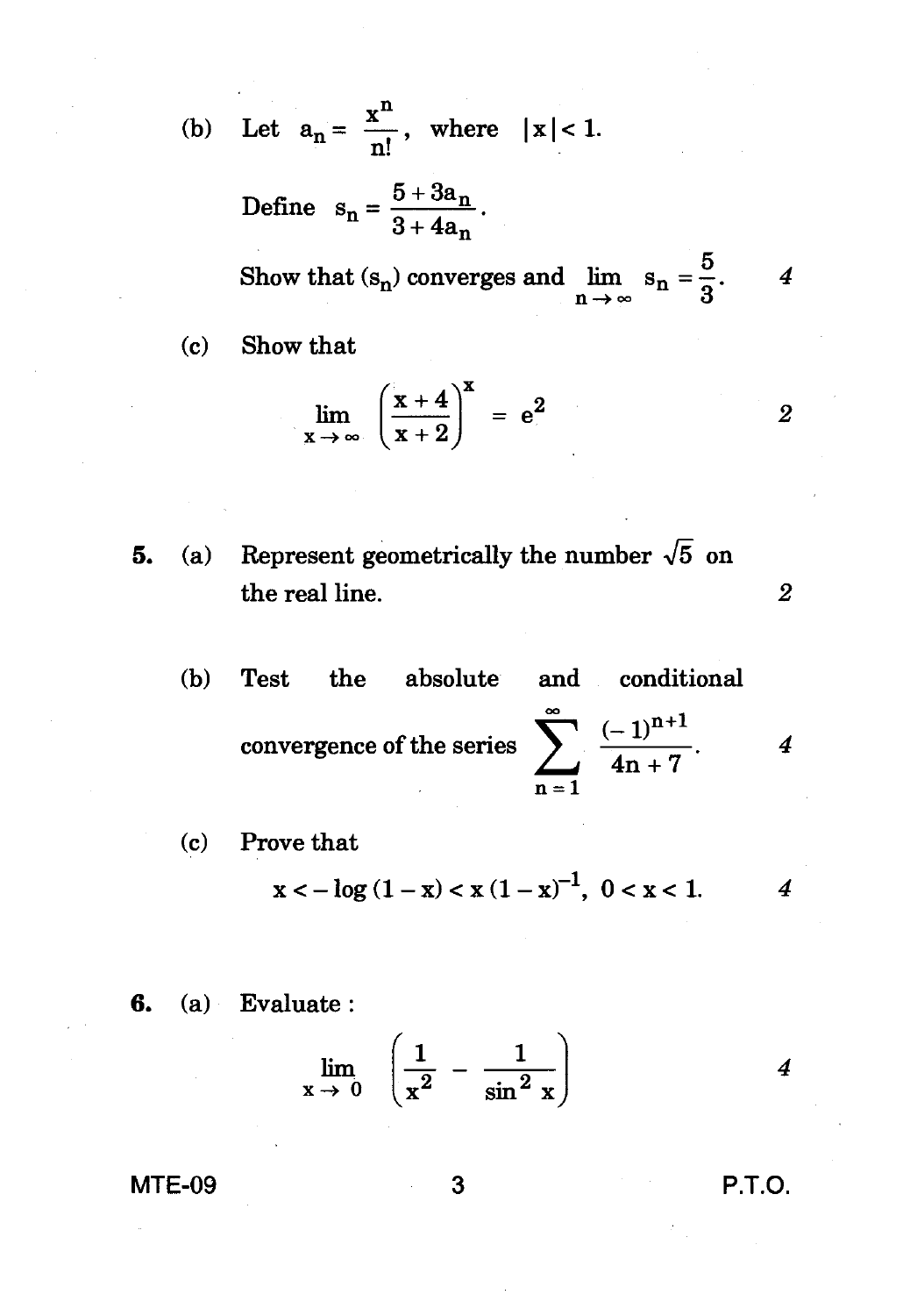(b) Let $a_n = \dfrac{x^n}{n!}$, where $|x| < 1$.

Define $s_n = \dfrac{5 + 3a_n}{3 + 4a_n}$.

Show that $(s_n)$ converges and $\lim\limits_{n \to \infty} s_n = \dfrac{5}{3}$. 4

(c) Show that

$$\lim_{x \to \infty} \left( \frac{x+4}{x+2} \right)^x = e^2$$

2

5. (a) Represent geometrically the number $\sqrt{5}$ on the real line. 2

(b) Test the absolute and conditional convergence of the series $\displaystyle\sum_{n=1}^{\infty} \frac{(-1)^{n+1}}{4n+7}$. 4

(c) Prove that

$$x < -\log(1-x) < x(1-x)^{-1}, \; 0 < x < 1.$$

4

6. (a) Evaluate :

$$\lim_{x \to 0} \left( \frac{1}{x^2} - \frac{1}{\sin^2 x} \right)$$

4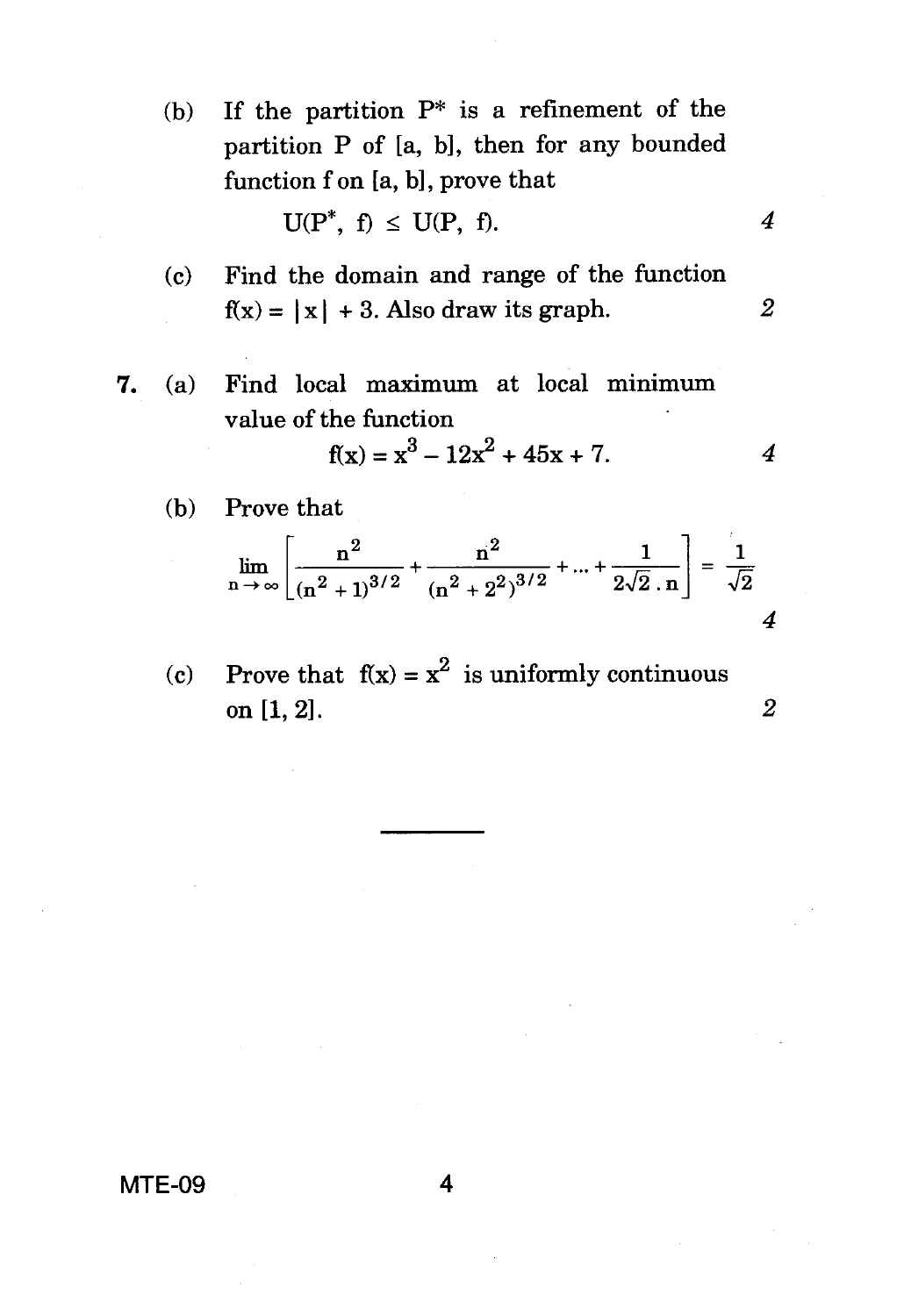(b) If the partition $P^*$ is a refinement of the partition P of [a, b], then for any bounded function f on [a, b], prove that

$$U(P^*, f) \leq U(P, f).$$ 4

(c) Find the domain and range of the function $f(x) = |x| + 3$. Also draw its graph. 2

**7.** (a) Find local maximum at local minimum value of the function

$$f(x) = x^3 - 12x^2 + 45x + 7.$$ 4

(b) Prove that

$$\lim_{n \to \infty} \left[ \frac{n^2}{(n^2 + 1)^{3/2}} + \frac{n^2}{(n^2 + 2^2)^{3/2}} + \dots + \frac{1}{2\sqrt{2} \cdot n} \right] = \frac{1}{\sqrt{2}}$$

4

(c) Prove that $f(x) = x^2$ is uniformly continuous on [1, 2]. 2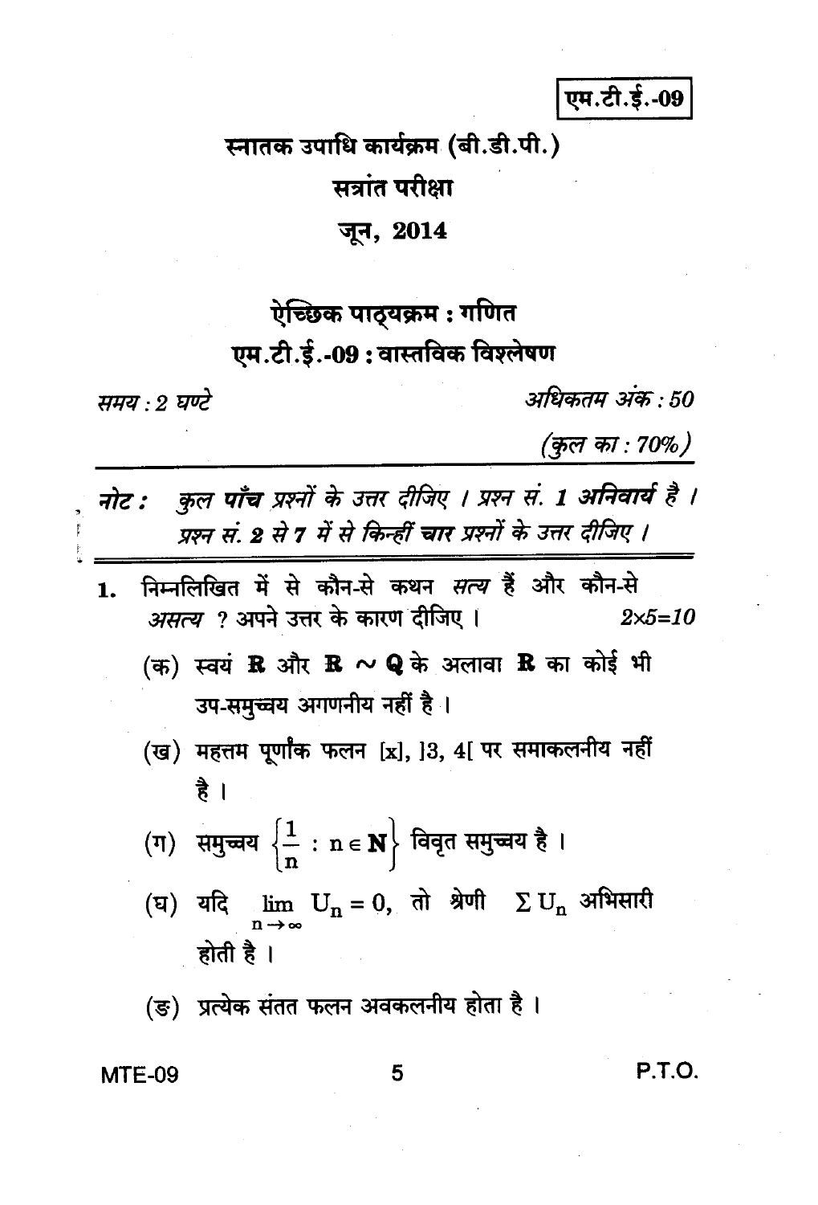एम.टी.ई.-09

# स्नातक उपाधि कार्यक्रम (बी.डी.पी.)

## सत्रांत परीक्षा

## जून, 2014

## ऐच्छिक पाठ्यक्रम : गणित

## एम.टी.ई.-09 : वास्तविक विश्लेषण

*समय : 2 घण्टे* &nbsp;&nbsp;&nbsp;&nbsp; *अधिकतम अंक : 50*

*(कुल का : 70%)*

***नोट :*** *कुल **पाँच** प्रश्नों के उत्तर दीजिए । प्रश्न सं. **1 अनिवार्य** है । प्रश्न सं. **2** से **7** में से किन्हीं **चार** प्रश्नों के उत्तर दीजिए ।*

1. निम्नलिखित में से कौन-से कथन *सत्य* हैं और कौन-से *असत्य* ? अपने उत्तर के कारण दीजिए । &nbsp;&nbsp;&nbsp; *2×5=10*

   (क) स्वयं $\mathbf{R}$ और $\mathbf{R} \sim \mathbf{Q}$ के अलावा $\mathbf{R}$ का कोई भी उप-समुच्चय अगणनीय नहीं है ।

   (ख) महत्तम पूर्णांक फलन $[x]$, $]3, 4[$ पर समाकलनीय नहीं है ।

   (ग) समुच्चय $\left\{\frac{1}{n} : n \in \mathbf{N}\right\}$ विवृत समुच्चय है ।

   (घ) यदि $\lim_{n \to \infty} U_n = 0$, तो श्रेणी $\Sigma U_n$ अभिसारी होती है ।

   (ङ) प्रत्येक संतत फलन अवकलनीय होता है ।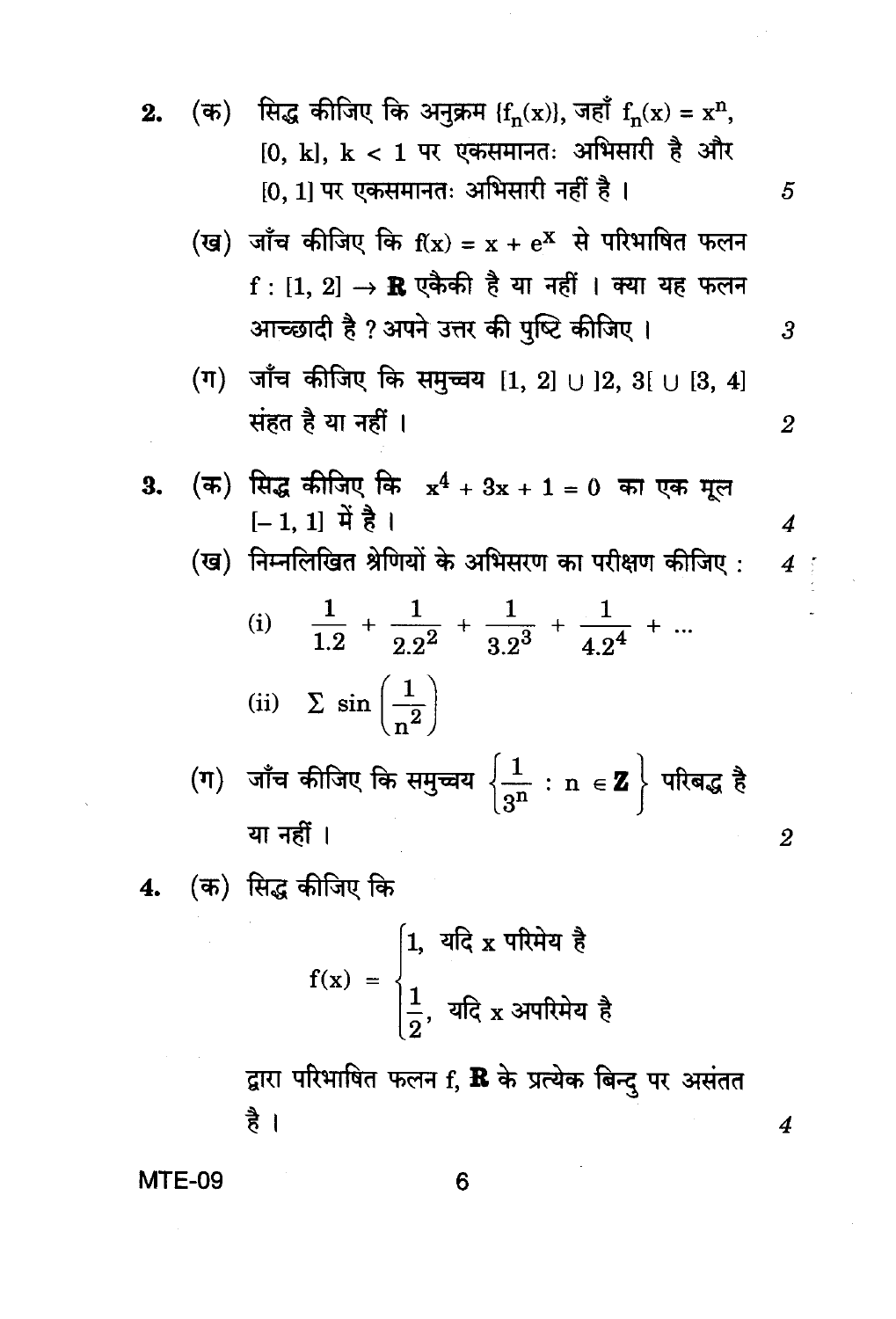2. (क) सिद्ध कीजिए कि अनुक्रम $\{f_n(x)\}$, जहाँ $f_n(x) = x^n$, $[0, k]$, $k < 1$ पर एकसमानतः अभिसारी है और $[0, 1]$ पर एकसमानतः अभिसारी नहीं है। 5

(ख) जाँच कीजिए कि $f(x) = x + e^x$ से परिभाषित फलन $f : [1, 2] \to \mathbf{R}$ एकैकी है या नहीं। क्या यह फलन आच्छादी है ? अपने उत्तर की पुष्टि कीजिए। 3

(ग) जाँच कीजिए कि समुच्चय $[1, 2] \cup ]2, 3[ \cup [3, 4]$ संहत है या नहीं। 2

3. (क) सिद्ध कीजिए कि $x^4 + 3x + 1 = 0$ का एक मूल $[-1, 1]$ में है। 4

(ख) निम्नलिखित श्रेणियों के अभिसरण का परीक्षण कीजिए : 4

(i) $\dfrac{1}{1.2} + \dfrac{1}{2.2^2} + \dfrac{1}{3.2^3} + \dfrac{1}{4.2^4} + \ldots$

(ii) $\Sigma \sin\left(\dfrac{1}{n^2}\right)$

(ग) जाँच कीजिए कि समुच्चय $\left\{\dfrac{1}{3^n} : n \in \mathbf{Z}\right\}$ परिबद्ध है या नहीं। 2

4. (क) सिद्ध कीजिए कि

$$f(x) = \begin{cases} 1, & \text{यदि } x \text{ परिमेय है} \\ \dfrac{1}{2}, & \text{यदि } x \text{ अपरिमेय है} \end{cases}$$

द्वारा परिभाषित फलन f, $\mathbf{R}$ के प्रत्येक बिन्दु पर असंतत है। 4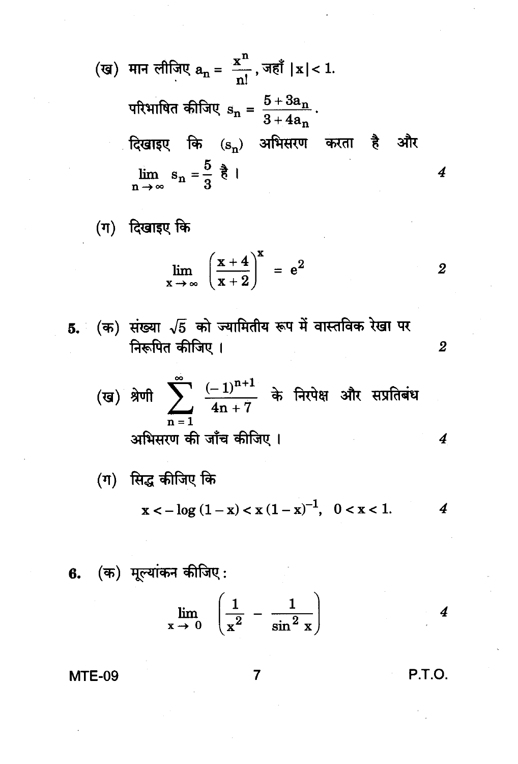(ख) मान लीजिए $a_n = \frac{x^n}{n!}$, जहाँ $|x| < 1$.

परिभाषित कीजिए $s_n = \frac{5 + 3a_n}{3 + 4a_n}$.

दिखाइए कि $(s_n)$ अभिसरण करता है और $\lim_{n \to \infty} s_n = \frac{5}{3}$ है । 4

(ग) दिखाइए कि

$$\lim_{x \to \infty} \left( \frac{x+4}{x+2} \right)^x = e^2$$ 2

5. (क) संख्या $\sqrt{5}$ को ज्यामितीय रूप में वास्तविक रेखा पर निरूपित कीजिए । 2

(ख) श्रेणी $\sum_{n=1}^{\infty} \frac{(-1)^{n+1}}{4n+7}$ के निरपेक्ष और सप्रतिबंध अभिसरण की जाँच कीजिए । 4

(ग) सिद्ध कीजिए कि

$$x < -\log(1-x) < x(1-x)^{-1}, \quad 0 < x < 1.$$ 4

6. (क) मूल्यांकन कीजिए :

$$\lim_{x \to 0} \left( \frac{1}{x^2} - \frac{1}{\sin^2 x} \right)$$ 4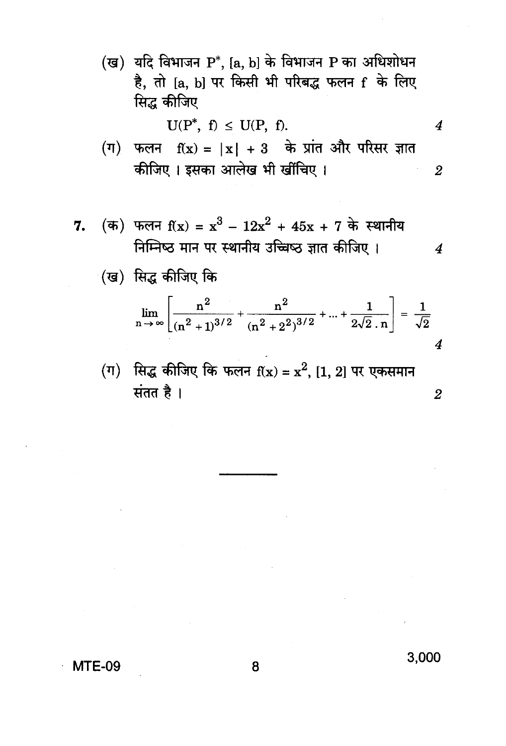(ख) यदि विभाजन $P^*$, $[a, b]$ के विभाजन P का अधिशोधन है, तो $[a, b]$ पर किसी भी परिबद्ध फलन f के लिए सिद्ध कीजिए

$$U(P^*, f) \leq U(P, f).$$

4

(ग) फलन $f(x) = |x| + 3$ के प्रांत और परिसर ज्ञात कीजिए । इसका आलेख भी खींचिए । 2

7. (क) फलन $f(x) = x^3 - 12x^2 + 45x + 7$ के स्थानीय निम्निष्ठ मान पर स्थानीय उच्चिष्ठ ज्ञात कीजिए । 4

(ख) सिद्ध कीजिए कि

$$\lim_{n \to \infty} \left[ \frac{n^2}{(n^2+1)^{3/2}} + \frac{n^2}{(n^2+2^2)^{3/2}} + \dots + \frac{1}{2\sqrt{2} \cdot n} \right] = \frac{1}{\sqrt{2}}$$

4

(ग) सिद्ध कीजिए कि फलन $f(x) = x^2$, $[1, 2]$ पर एकसमान संतत है । 2

3,000